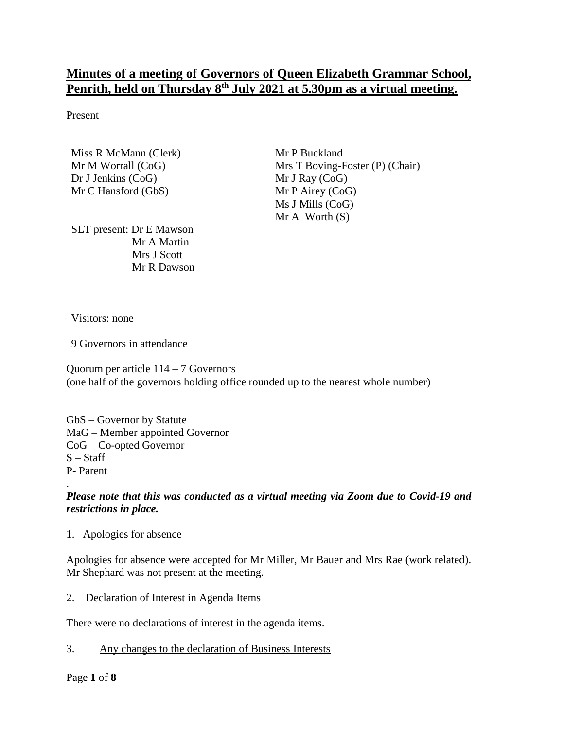# Minutes of a meeting of Governors of Queen Elizabeth Grammar School, Penrith, held on Thursday 8th July 2021 at 5.30pm as a virtual meeting.

Present

Miss R McMann (Clerk)
Mr M Worrall (CoG)
Dr J Jenkins (CoG)
Mr C Hansford (GbS)
Mr P Buckland
Mrs T Boving-Foster (P) (Chair)
Mr J Ray (CoG)
Mr P Airey (CoG)
Ms J Mills (CoG)
Mr A Worth (S)

SLT present: Dr E Mawson
Mr A Martin
Mrs J Scott
Mr R Dawson

Visitors: none

9 Governors in attendance

Quorum per article 114 – 7 Governors
(one half of the governors holding office rounded up to the nearest whole number)

GbS – Governor by Statute
MaG – Member appointed Governor
CoG – Co-opted Governor
S – Staff
P- Parent

.

***Please note that this was conducted as a virtual meeting via Zoom due to Covid-19 and restrictions in place.***

1. Apologies for absence

Apologies for absence were accepted for Mr Miller, Mr Bauer and Mrs Rae (work related). Mr Shephard was not present at the meeting.

2. Declaration of Interest in Agenda Items

There were no declarations of interest in the agenda items.

3. Any changes to the declaration of Business Interests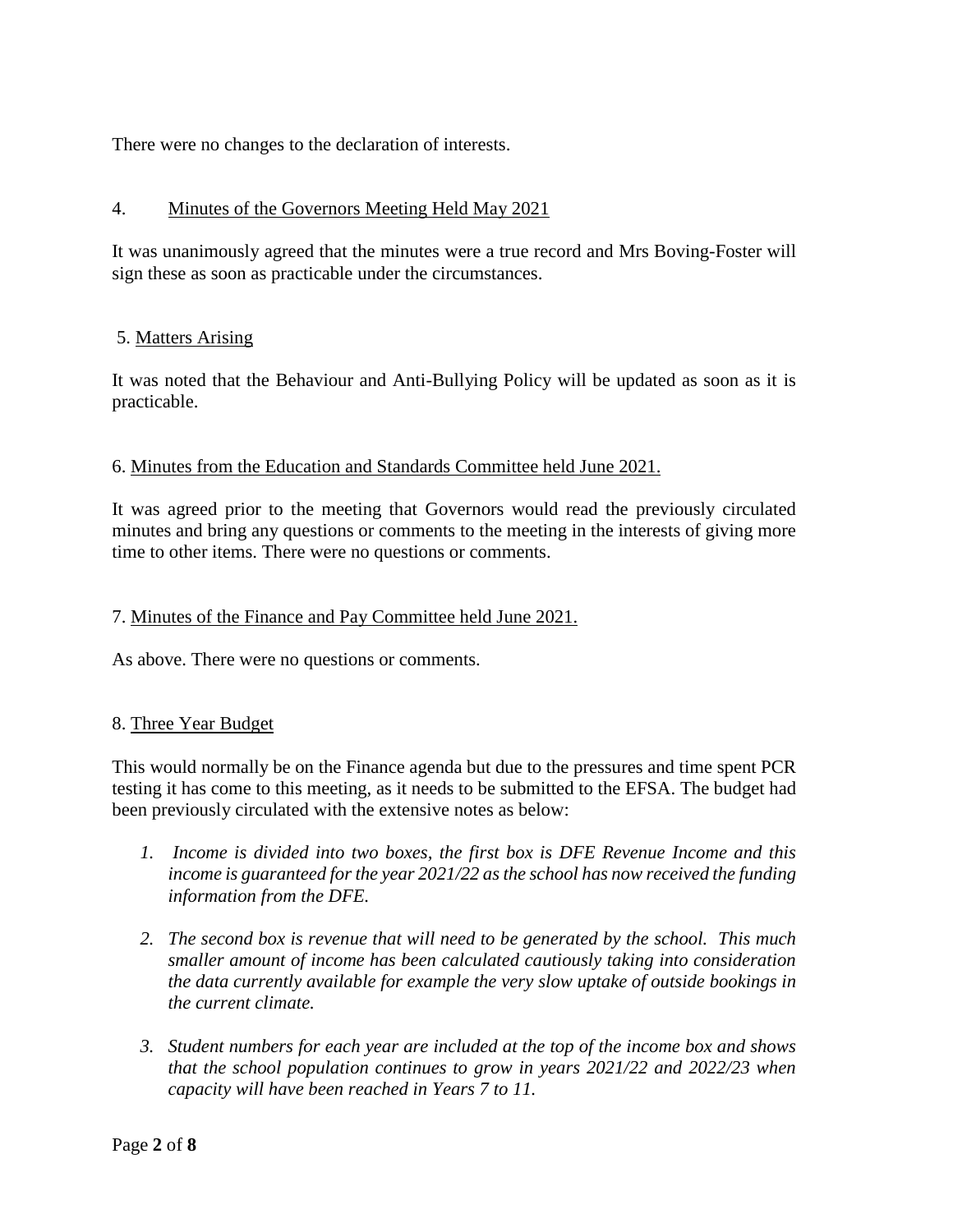There were no changes to the declaration of interests.

4. Minutes of the Governors Meeting Held May 2021

It was unanimously agreed that the minutes were a true record and Mrs Boving-Foster will sign these as soon as practicable under the circumstances.

5. Matters Arising

It was noted that the Behaviour and Anti-Bullying Policy will be updated as soon as it is practicable.

6. Minutes from the Education and Standards Committee held June 2021.

It was agreed prior to the meeting that Governors would read the previously circulated minutes and bring any questions or comments to the meeting in the interests of giving more time to other items. There were no questions or comments.

7. Minutes of the Finance and Pay Committee held June 2021.

As above. There were no questions or comments.

8. Three Year Budget

This would normally be on the Finance agenda but due to the pressures and time spent PCR testing it has come to this meeting, as it needs to be submitted to the EFSA. The budget had been previously circulated with the extensive notes as below:

1. *Income is divided into two boxes, the first box is DFE Revenue Income and this income is guaranteed for the year 2021/22 as the school has now received the funding information from the DFE.*

2. *The second box is revenue that will need to be generated by the school. This much smaller amount of income has been calculated cautiously taking into consideration the data currently available for example the very slow uptake of outside bookings in the current climate.*

3. *Student numbers for each year are included at the top of the income box and shows that the school population continues to grow in years 2021/22 and 2022/23 when capacity will have been reached in Years 7 to 11.*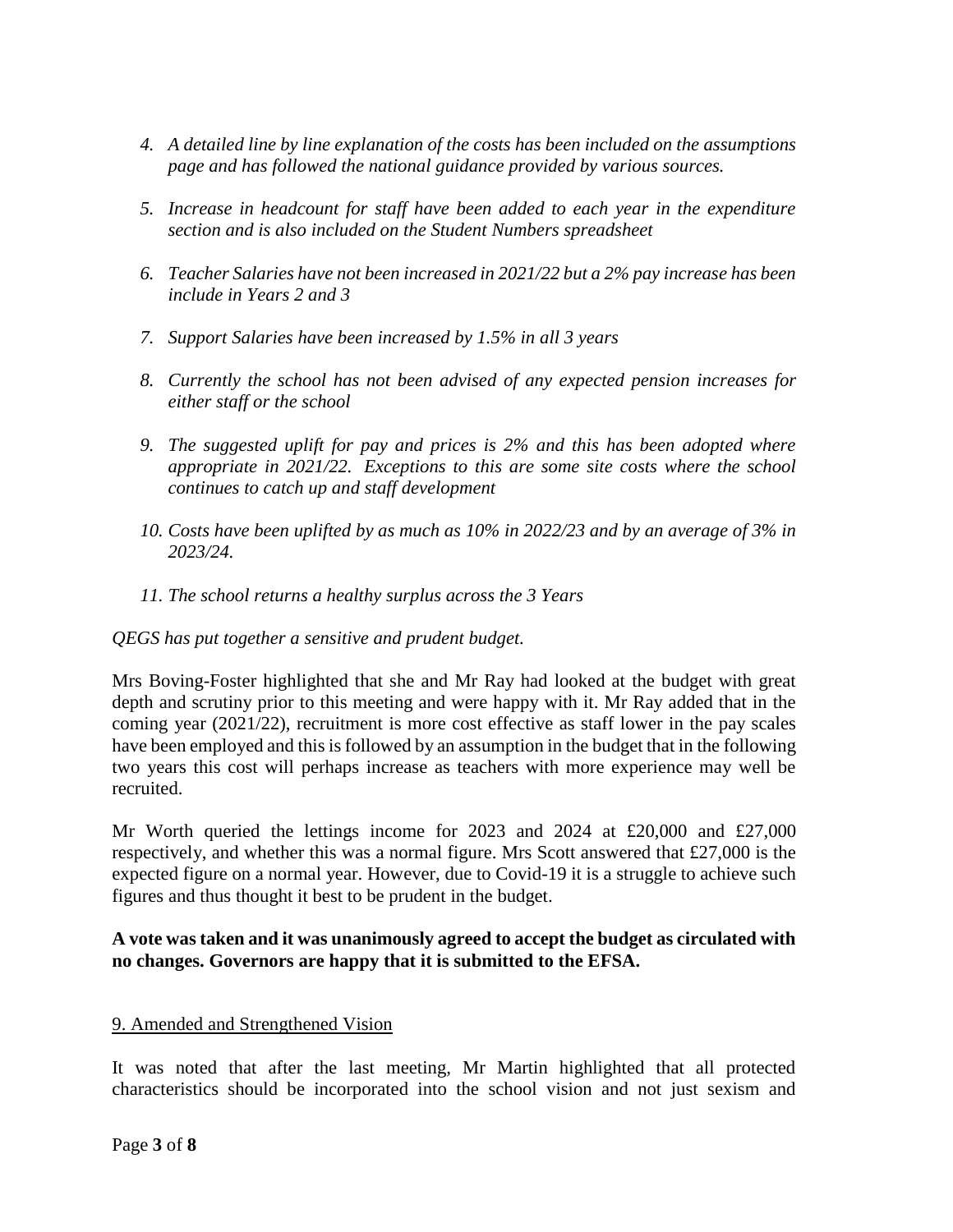4. *A detailed line by line explanation of the costs has been included on the assumptions page and has followed the national guidance provided by various sources.*

5. *Increase in headcount for staff have been added to each year in the expenditure section and is also included on the Student Numbers spreadsheet*

6. *Teacher Salaries have not been increased in 2021/22 but a 2% pay increase has been include in Years 2 and 3*

7. *Support Salaries have been increased by 1.5% in all 3 years*

8. *Currently the school has not been advised of any expected pension increases for either staff or the school*

9. *The suggested uplift for pay and prices is 2% and this has been adopted where appropriate in 2021/22. Exceptions to this are some site costs where the school continues to catch up and staff development*

10. *Costs have been uplifted by as much as 10% in 2022/23 and by an average of 3% in 2023/24.*

11. *The school returns a healthy surplus across the 3 Years*

*QEGS has put together a sensitive and prudent budget.*

Mrs Boving-Foster highlighted that she and Mr Ray had looked at the budget with great depth and scrutiny prior to this meeting and were happy with it. Mr Ray added that in the coming year (2021/22), recruitment is more cost effective as staff lower in the pay scales have been employed and this is followed by an assumption in the budget that in the following two years this cost will perhaps increase as teachers with more experience may well be recruited.

Mr Worth queried the lettings income for 2023 and 2024 at £20,000 and £27,000 respectively, and whether this was a normal figure. Mrs Scott answered that £27,000 is the expected figure on a normal year. However, due to Covid-19 it is a struggle to achieve such figures and thus thought it best to be prudent in the budget.

**A vote was taken and it was unanimously agreed to accept the budget as circulated with no changes. Governors are happy that it is submitted to the EFSA.**

9. Amended and Strengthened Vision

It was noted that after the last meeting, Mr Martin highlighted that all protected characteristics should be incorporated into the school vision and not just sexism and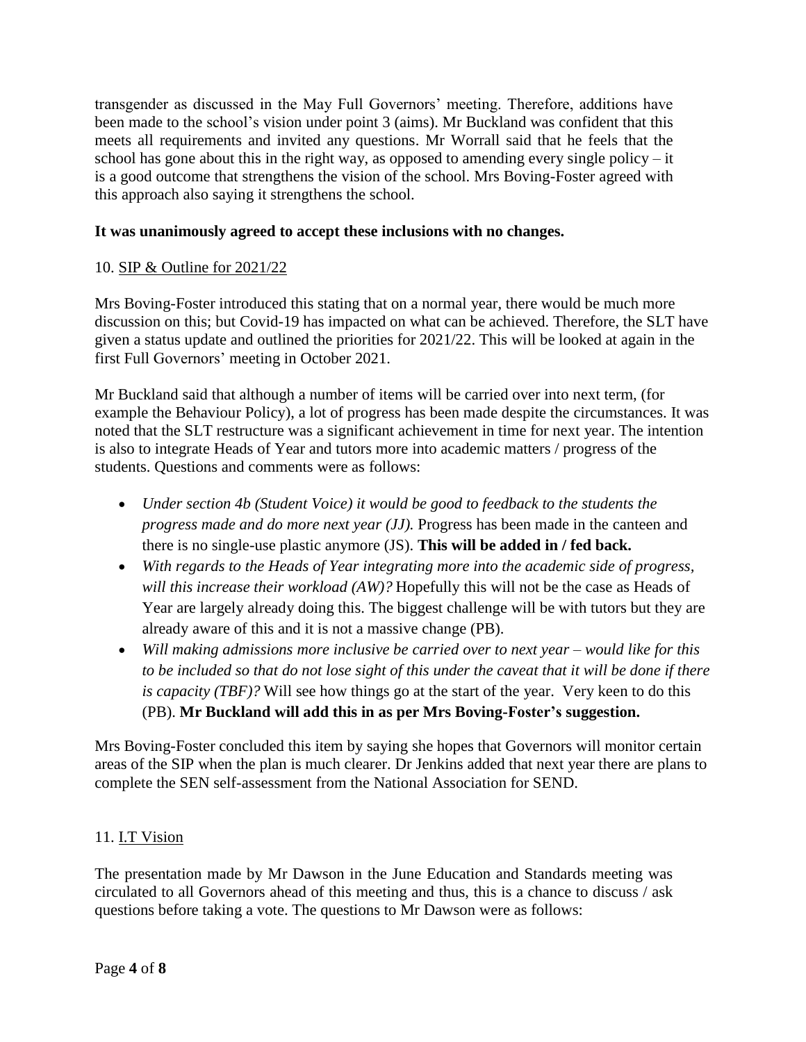transgender as discussed in the May Full Governors' meeting. Therefore, additions have been made to the school's vision under point 3 (aims). Mr Buckland was confident that this meets all requirements and invited any questions. Mr Worrall said that he feels that the school has gone about this in the right way, as opposed to amending every single policy – it is a good outcome that strengthens the vision of the school. Mrs Boving-Foster agreed with this approach also saying it strengthens the school.

**It was unanimously agreed to accept these inclusions with no changes.**

10. SIP & Outline for 2021/22

Mrs Boving-Foster introduced this stating that on a normal year, there would be much more discussion on this; but Covid-19 has impacted on what can be achieved. Therefore, the SLT have given a status update and outlined the priorities for 2021/22. This will be looked at again in the first Full Governors' meeting in October 2021.

Mr Buckland said that although a number of items will be carried over into next term, (for example the Behaviour Policy), a lot of progress has been made despite the circumstances. It was noted that the SLT restructure was a significant achievement in time for next year. The intention is also to integrate Heads of Year and tutors more into academic matters / progress of the students. Questions and comments were as follows:

- *Under section 4b (Student Voice) it would be good to feedback to the students the progress made and do more next year (JJ).* Progress has been made in the canteen and there is no single-use plastic anymore (JS). **This will be added in / fed back.**
- *With regards to the Heads of Year integrating more into the academic side of progress, will this increase their workload (AW)?* Hopefully this will not be the case as Heads of Year are largely already doing this. The biggest challenge will be with tutors but they are already aware of this and it is not a massive change (PB).
- *Will making admissions more inclusive be carried over to next year – would like for this to be included so that do not lose sight of this under the caveat that it will be done if there is capacity (TBF)?* Will see how things go at the start of the year. Very keen to do this (PB). **Mr Buckland will add this in as per Mrs Boving-Foster's suggestion.**

Mrs Boving-Foster concluded this item by saying she hopes that Governors will monitor certain areas of the SIP when the plan is much clearer. Dr Jenkins added that next year there are plans to complete the SEN self-assessment from the National Association for SEND.

11. I.T Vision

The presentation made by Mr Dawson in the June Education and Standards meeting was circulated to all Governors ahead of this meeting and thus, this is a chance to discuss / ask questions before taking a vote. The questions to Mr Dawson were as follows: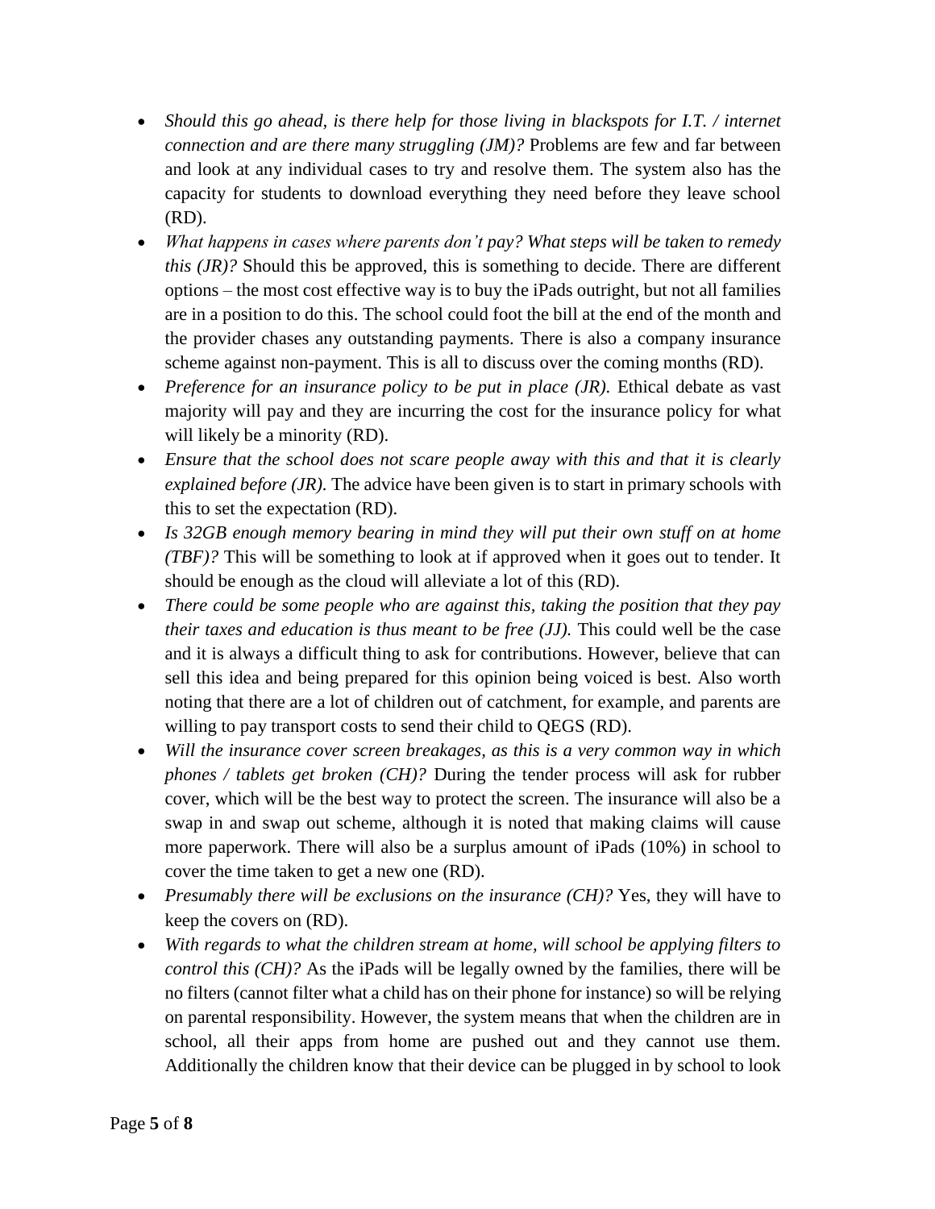- *Should this go ahead, is there help for those living in blackspots for I.T. / internet connection and are there many struggling (JM)?* Problems are few and far between and look at any individual cases to try and resolve them. The system also has the capacity for students to download everything they need before they leave school (RD).
- *What happens in cases where parents don't pay? What steps will be taken to remedy this (JR)?* Should this be approved, this is something to decide. There are different options – the most cost effective way is to buy the iPads outright, but not all families are in a position to do this. The school could foot the bill at the end of the month and the provider chases any outstanding payments. There is also a company insurance scheme against non-payment. This is all to discuss over the coming months (RD).
- *Preference for an insurance policy to be put in place (JR).* Ethical debate as vast majority will pay and they are incurring the cost for the insurance policy for what will likely be a minority (RD).
- *Ensure that the school does not scare people away with this and that it is clearly explained before (JR).* The advice have been given is to start in primary schools with this to set the expectation (RD).
- *Is 32GB enough memory bearing in mind they will put their own stuff on at home (TBF)?* This will be something to look at if approved when it goes out to tender. It should be enough as the cloud will alleviate a lot of this (RD).
- *There could be some people who are against this, taking the position that they pay their taxes and education is thus meant to be free (JJ).* This could well be the case and it is always a difficult thing to ask for contributions. However, believe that can sell this idea and being prepared for this opinion being voiced is best. Also worth noting that there are a lot of children out of catchment, for example, and parents are willing to pay transport costs to send their child to QEGS (RD).
- *Will the insurance cover screen breakages, as this is a very common way in which phones / tablets get broken (CH)?* During the tender process will ask for rubber cover, which will be the best way to protect the screen. The insurance will also be a swap in and swap out scheme, although it is noted that making claims will cause more paperwork. There will also be a surplus amount of iPads (10%) in school to cover the time taken to get a new one (RD).
- *Presumably there will be exclusions on the insurance (CH)?* Yes, they will have to keep the covers on (RD).
- *With regards to what the children stream at home, will school be applying filters to control this (CH)?* As the iPads will be legally owned by the families, there will be no filters (cannot filter what a child has on their phone for instance) so will be relying on parental responsibility. However, the system means that when the children are in school, all their apps from home are pushed out and they cannot use them. Additionally the children know that their device can be plugged in by school to look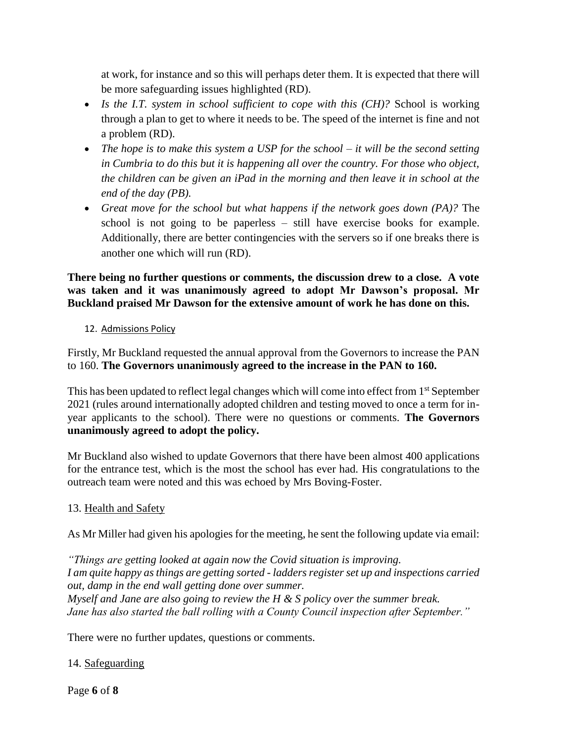at work, for instance and so this will perhaps deter them. It is expected that there will be more safeguarding issues highlighted (RD).

- *Is the I.T. system in school sufficient to cope with this (CH)?* School is working through a plan to get to where it needs to be. The speed of the internet is fine and not a problem (RD).
- *The hope is to make this system a USP for the school – it will be the second setting in Cumbria to do this but it is happening all over the country. For those who object, the children can be given an iPad in the morning and then leave it in school at the end of the day (PB).*
- *Great move for the school but what happens if the network goes down (PA)?* The school is not going to be paperless – still have exercise books for example. Additionally, there are better contingencies with the servers so if one breaks there is another one which will run (RD).

**There being no further questions or comments, the discussion drew to a close. A vote was taken and it was unanimously agreed to adopt Mr Dawson's proposal. Mr Buckland praised Mr Dawson for the extensive amount of work he has done on this.**

12. Admissions Policy

Firstly, Mr Buckland requested the annual approval from the Governors to increase the PAN to 160. **The Governors unanimously agreed to the increase in the PAN to 160.**

This has been updated to reflect legal changes which will come into effect from 1st September 2021 (rules around internationally adopted children and testing moved to once a term for in-year applicants to the school). There were no questions or comments. **The Governors unanimously agreed to adopt the policy.**

Mr Buckland also wished to update Governors that there have been almost 400 applications for the entrance test, which is the most the school has ever had. His congratulations to the outreach team were noted and this was echoed by Mrs Boving-Foster.

13. Health and Safety

As Mr Miller had given his apologies for the meeting, he sent the following update via email:

*"Things are getting looked at again now the Covid situation is improving.*
*I am quite happy as things are getting sorted - ladders register set up and inspections carried out, damp in the end wall getting done over summer.*
*Myself and Jane are also going to review the H & S policy over the summer break.*
*Jane has also started the ball rolling with a County Council inspection after September."*

There were no further updates, questions or comments.

14. Safeguarding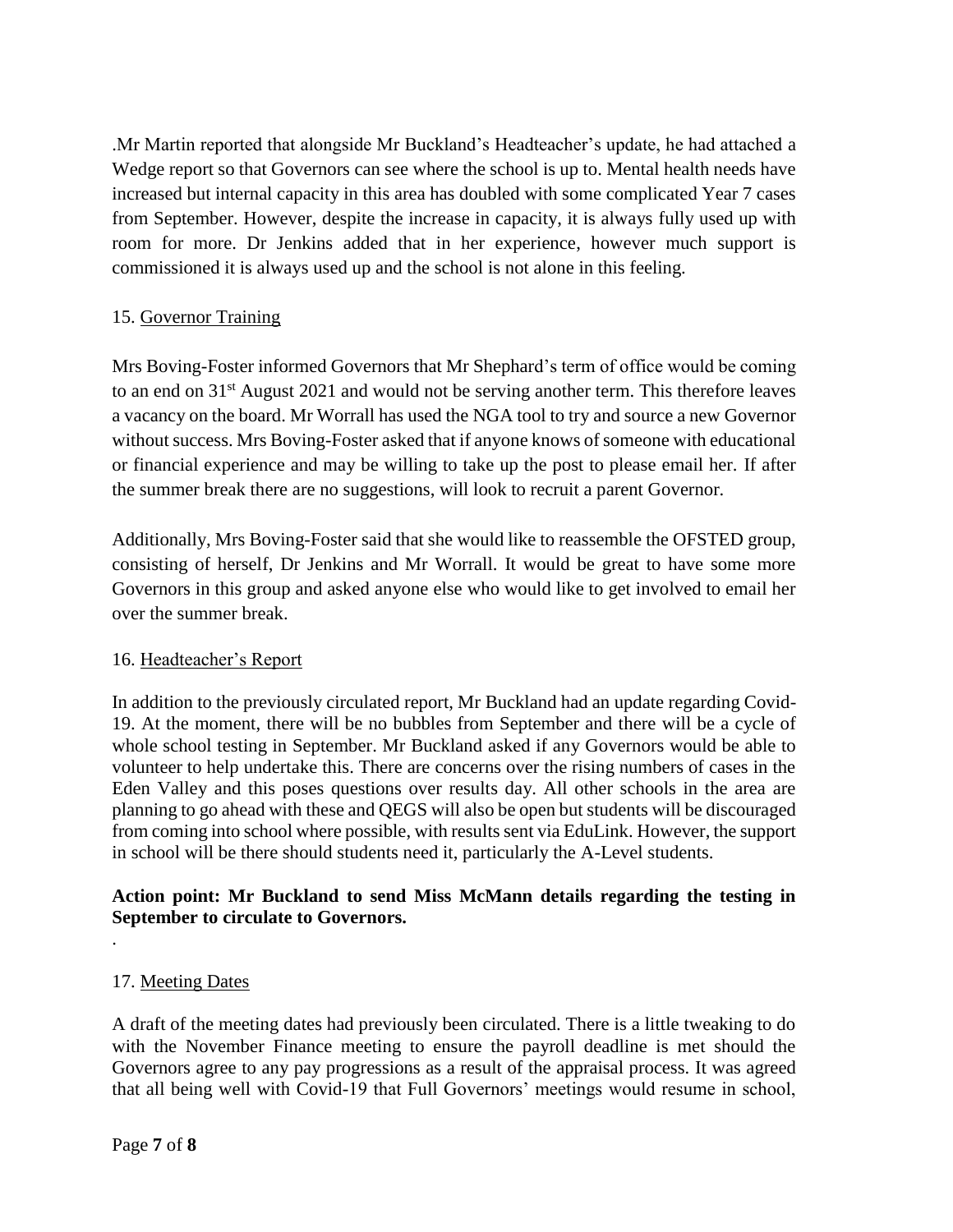.Mr Martin reported that alongside Mr Buckland's Headteacher's update, he had attached a Wedge report so that Governors can see where the school is up to. Mental health needs have increased but internal capacity in this area has doubled with some complicated Year 7 cases from September. However, despite the increase in capacity, it is always fully used up with room for more. Dr Jenkins added that in her experience, however much support is commissioned it is always used up and the school is not alone in this feeling.

15. <u>Governor Training</u>

Mrs Boving-Foster informed Governors that Mr Shephard's term of office would be coming to an end on 31st August 2021 and would not be serving another term. This therefore leaves a vacancy on the board. Mr Worrall has used the NGA tool to try and source a new Governor without success. Mrs Boving-Foster asked that if anyone knows of someone with educational or financial experience and may be willing to take up the post to please email her. If after the summer break there are no suggestions, will look to recruit a parent Governor.

Additionally, Mrs Boving-Foster said that she would like to reassemble the OFSTED group, consisting of herself, Dr Jenkins and Mr Worrall. It would be great to have some more Governors in this group and asked anyone else who would like to get involved to email her over the summer break.

16. <u>Headteacher's Report</u>

In addition to the previously circulated report, Mr Buckland had an update regarding Covid-19. At the moment, there will be no bubbles from September and there will be a cycle of whole school testing in September. Mr Buckland asked if any Governors would be able to volunteer to help undertake this. There are concerns over the rising numbers of cases in the Eden Valley and this poses questions over results day. All other schools in the area are planning to go ahead with these and QEGS will also be open but students will be discouraged from coming into school where possible, with results sent via EduLink. However, the support in school will be there should students need it, particularly the A-Level students.

**Action point: Mr Buckland to send Miss McMann details regarding the testing in September to circulate to Governors.**

.

17. <u>Meeting Dates</u>

A draft of the meeting dates had previously been circulated. There is a little tweaking to do with the November Finance meeting to ensure the payroll deadline is met should the Governors agree to any pay progressions as a result of the appraisal process. It was agreed that all being well with Covid-19 that Full Governors' meetings would resume in school,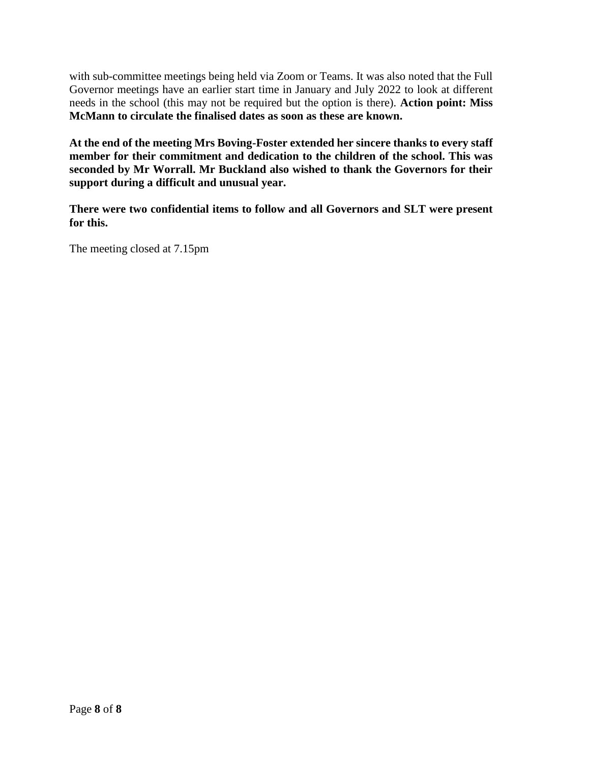with sub-committee meetings being held via Zoom or Teams. It was also noted that the Full Governor meetings have an earlier start time in January and July 2022 to look at different needs in the school (this may not be required but the option is there). **Action point: Miss McMann to circulate the finalised dates as soon as these are known.**

**At the end of the meeting Mrs Boving-Foster extended her sincere thanks to every staff member for their commitment and dedication to the children of the school. This was seconded by Mr Worrall. Mr Buckland also wished to thank the Governors for their support during a difficult and unusual year.**

**There were two confidential items to follow and all Governors and SLT were present for this.**

The meeting closed at 7.15pm